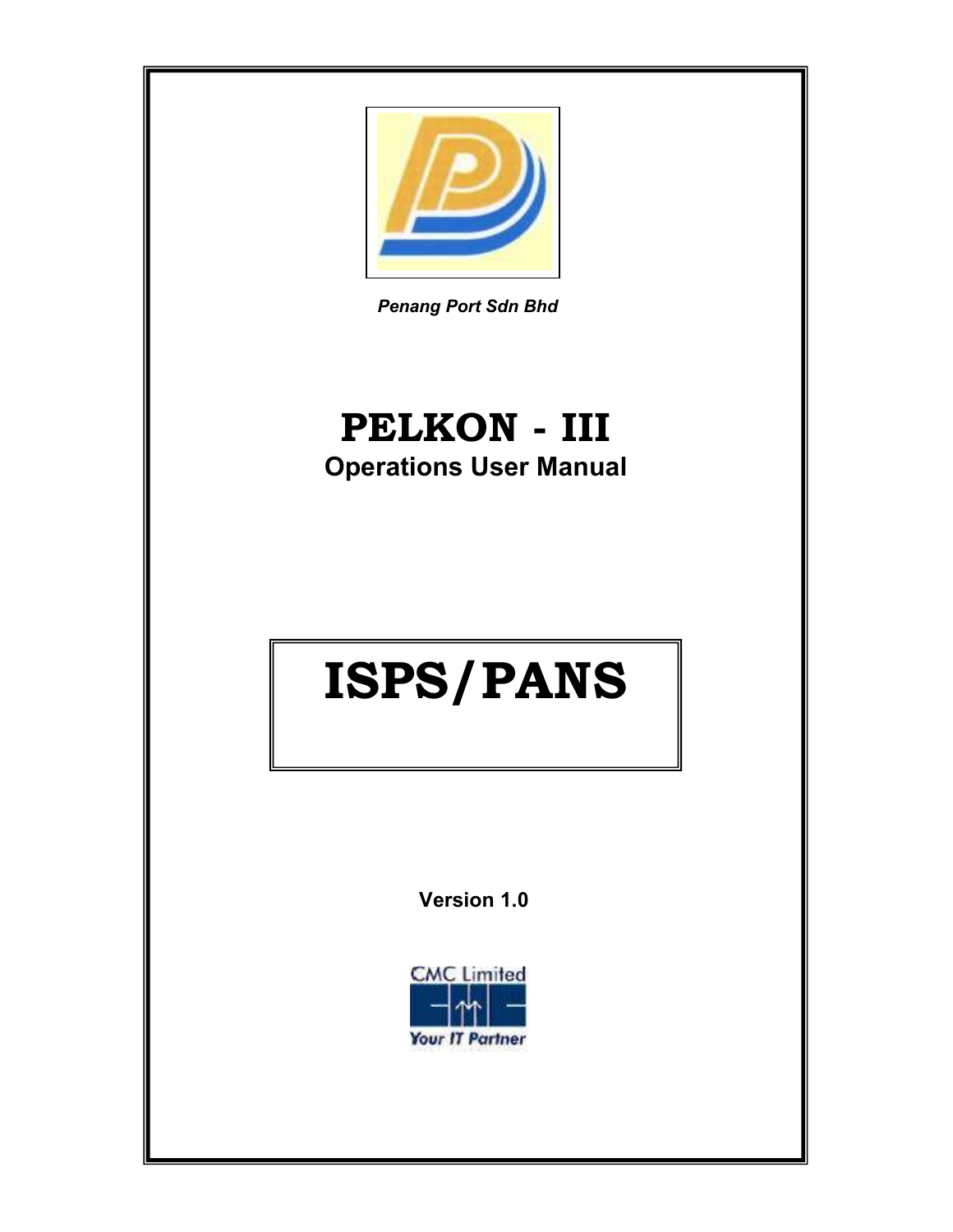*Penang Port Sdn Bhd*

# PELKON - III

## Operations User Manual

# ISPS/PANS

**Version 1.0**

CMC Limited

*Your IT Partner*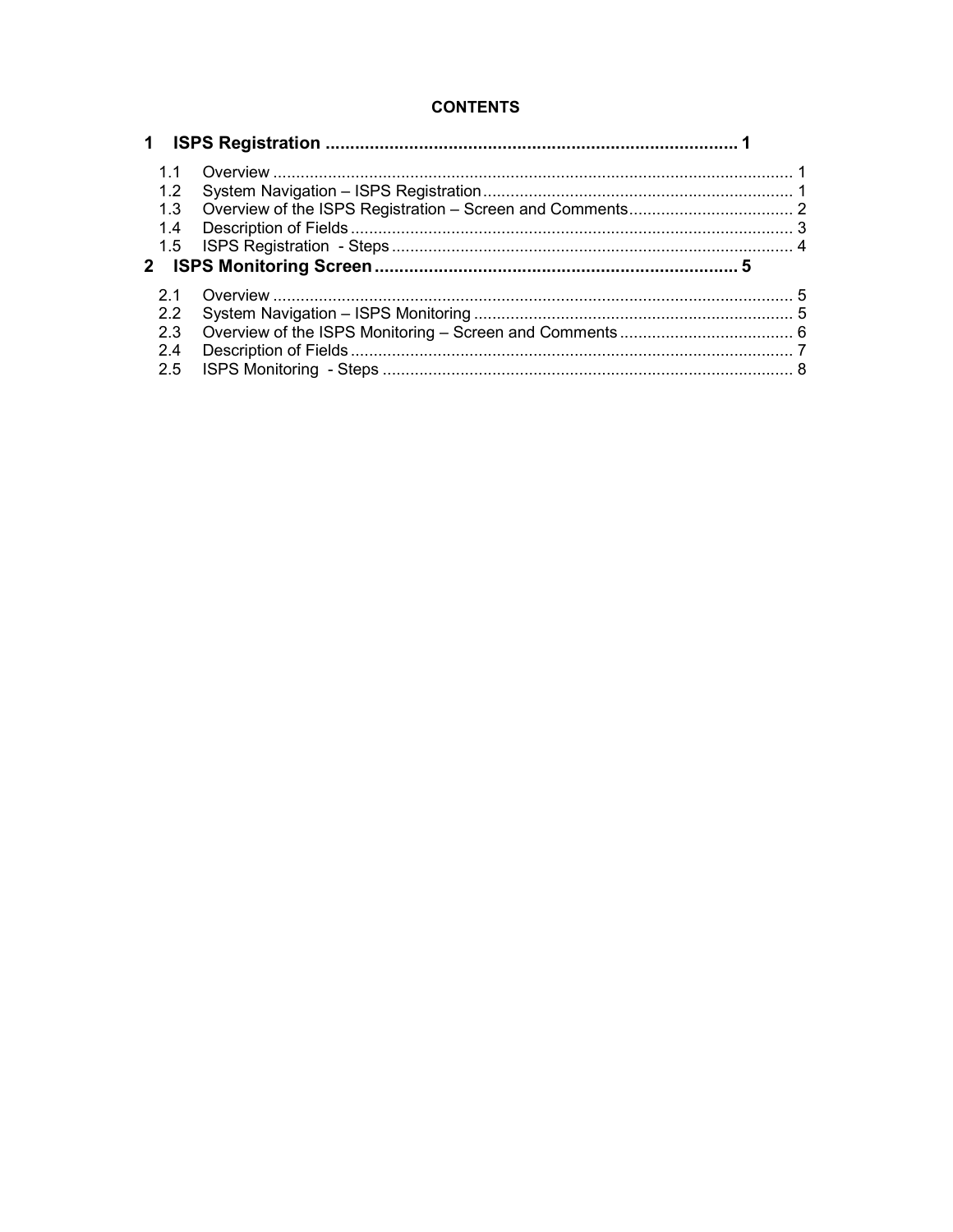**CONTENTS**

**1 ISPS Registration .................................................................................... 1**

- 1.1 Overview ................................................................................................................. 1
- 1.2 System Navigation – ISPS Registration .................................................................... 1
- 1.3 Overview of the ISPS Registration – Screen and Comments .................................... 2
- 1.4 Description of Fields ................................................................................................ 3
- 1.5 ISPS Registration - Steps ......................................................................................... 4

**2 ISPS Monitoring Screen .......................................................................... 5**

- 2.1 Overview ................................................................................................................. 5
- 2.2 System Navigation – ISPS Monitoring ...................................................................... 5
- 2.3 Overview of the ISPS Monitoring – Screen and Comments ...................................... 6
- 2.4 Description of Fields ................................................................................................ 7
- 2.5 ISPS Monitoring - Steps ........................................................................................... 8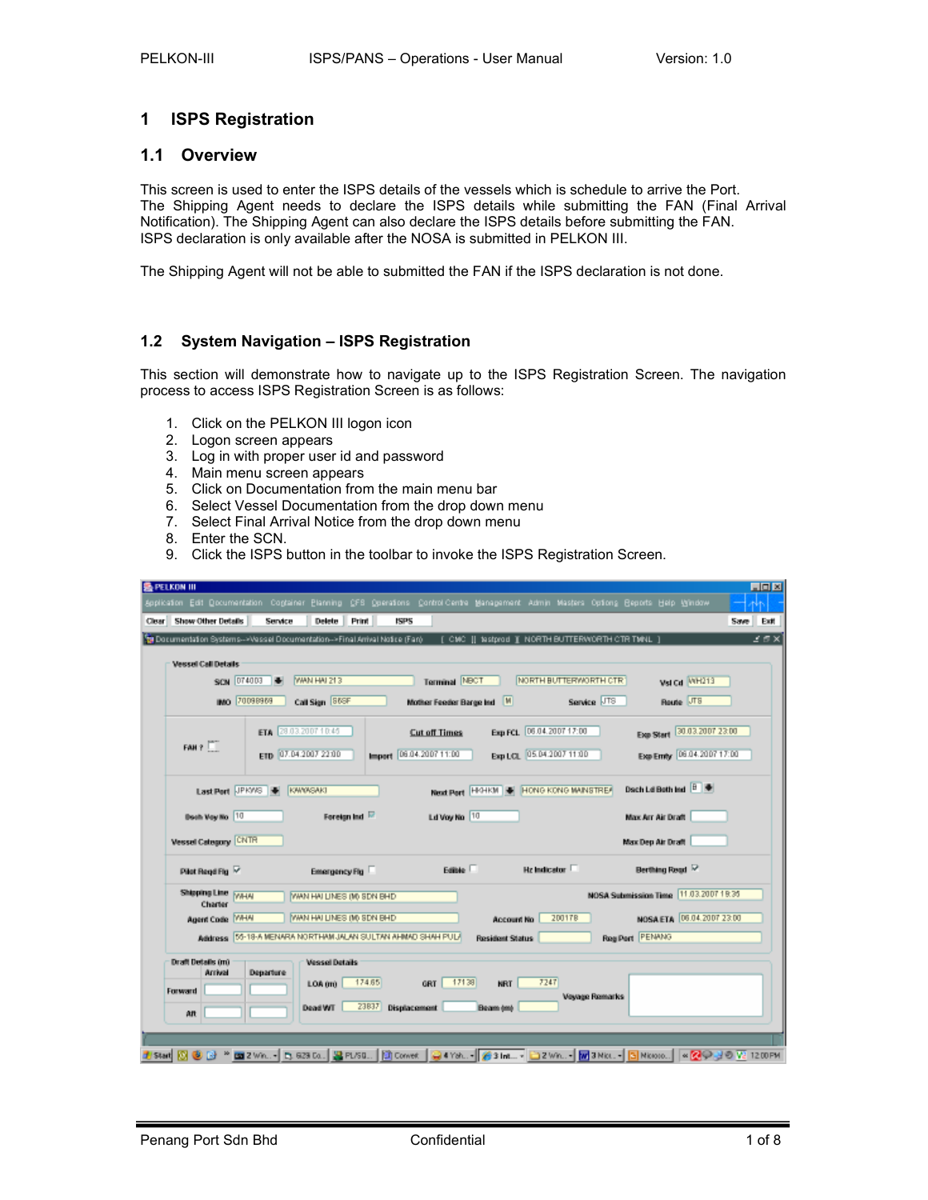# 1 ISPS Registration

## 1.1 Overview

This screen is used to enter the ISPS details of the vessels which is schedule to arrive the Port.
The Shipping Agent needs to declare the ISPS details while submitting the FAN (Final Arrival Notification). The Shipping Agent can also declare the ISPS details before submitting the FAN.
ISPS declaration is only available after the NOSA is submitted in PELKON III.

The Shipping Agent will not be able to submitted the FAN if the ISPS declaration is not done.

## 1.2 System Navigation – ISPS Registration

This section will demonstrate how to navigate up to the ISPS Registration Screen. The navigation process to access ISPS Registration Screen is as follows:

1. Click on the PELKON III logon icon
2. Logon screen appears
3. Log in with proper user id and password
4. Main menu screen appears
5. Click on Documentation from the main menu bar
6. Select Vessel Documentation from the drop down menu
7. Select Final Arrival Notice from the drop down menu
8. Enter the SCN.
9. Click the ISPS button in the toolbar to invoke the ISPS Registration Screen.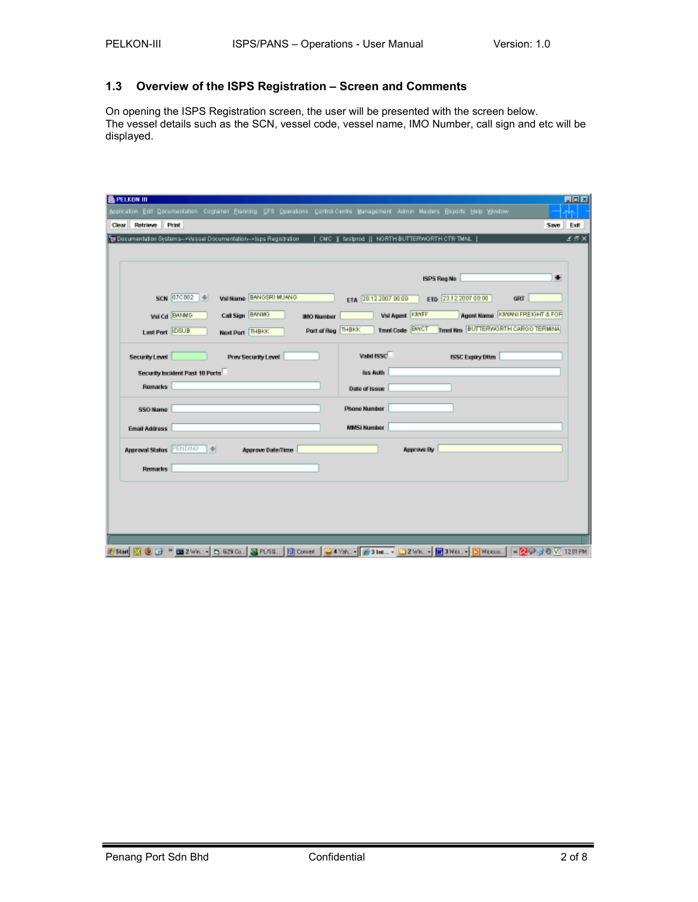## 1.3 Overview of the ISPS Registration – Screen and Comments

On opening the ISPS Registration screen, the user will be presented with the screen below.
The vessel details such as the SCN, vessel code, vessel name, IMO Number, call sign and etc will be displayed.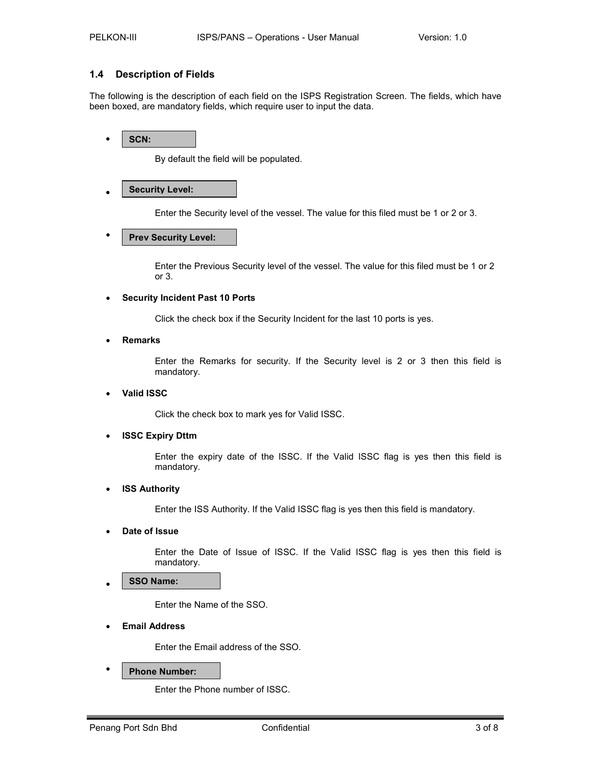### 1.4 Description of Fields

The following is the description of each field on the ISPS Registration Screen. The fields, which have been boxed, are mandatory fields, which require user to input the data.

- **SCN:**

  By default the field will be populated.

- **Security Level:**

  Enter the Security level of the vessel. The value for this filed must be 1 or 2 or 3.

- **Prev Security Level:**

  Enter the Previous Security level of the vessel. The value for this filed must be 1 or 2 or 3.

- **Security Incident Past 10 Ports**

  Click the check box if the Security Incident for the last 10 ports is yes.

- **Remarks**

  Enter the Remarks for security. If the Security level is 2 or 3 then this field is mandatory.

- **Valid ISSC**

  Click the check box to mark yes for Valid ISSC.

- **ISSC Expiry Dttm**

  Enter the expiry date of the ISSC. If the Valid ISSC flag is yes then this field is mandatory.

- **ISS Authority**

  Enter the ISS Authority. If the Valid ISSC flag is yes then this field is mandatory.

- **Date of Issue**

  Enter the Date of Issue of ISSC. If the Valid ISSC flag is yes then this field is mandatory.

- **SSO Name:**

  Enter the Name of the SSO.

- **Email Address**

  Enter the Email address of the SSO.

- **Phone Number:**

  Enter the Phone number of ISSC.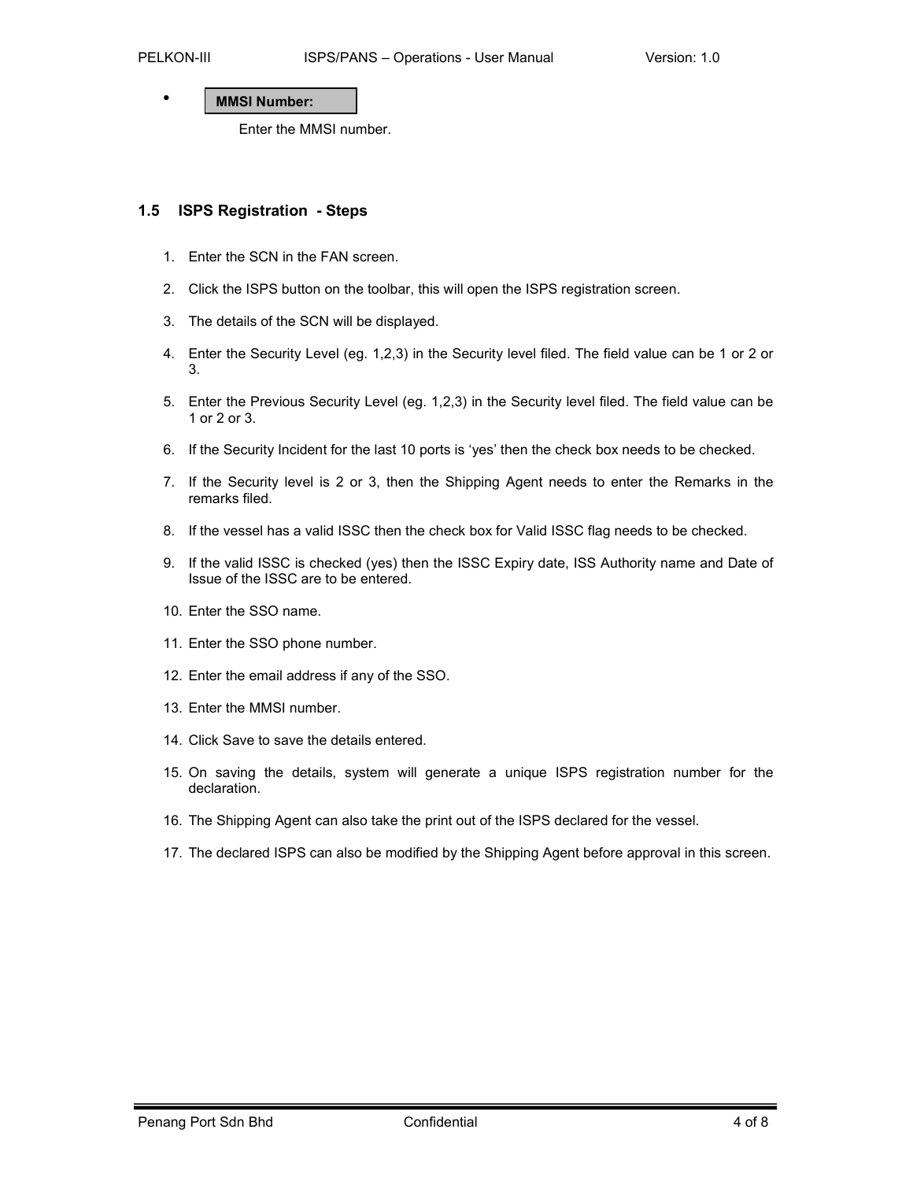- **MMSI Number:**

  Enter the MMSI number.

## 1.5 ISPS Registration - Steps

1. Enter the SCN in the FAN screen.
2. Click the ISPS button on the toolbar, this will open the ISPS registration screen.
3. The details of the SCN will be displayed.
4. Enter the Security Level (eg. 1,2,3) in the Security level filed. The field value can be 1 or 2 or 3.
5. Enter the Previous Security Level (eg. 1,2,3) in the Security level filed. The field value can be 1 or 2 or 3.
6. If the Security Incident for the last 10 ports is 'yes' then the check box needs to be checked.
7. If the Security level is 2 or 3, then the Shipping Agent needs to enter the Remarks in the remarks filed.
8. If the vessel has a valid ISSC then the check box for Valid ISSC flag needs to be checked.
9. If the valid ISSC is checked (yes) then the ISSC Expiry date, ISS Authority name and Date of Issue of the ISSC are to be entered.
10. Enter the SSO name.
11. Enter the SSO phone number.
12. Enter the email address if any of the SSO.
13. Enter the MMSI number.
14. Click Save to save the details entered.
15. On saving the details, system will generate a unique ISPS registration number for the declaration.
16. The Shipping Agent can also take the print out of the ISPS declared for the vessel.
17. The declared ISPS can also be modified by the Shipping Agent before approval in this screen.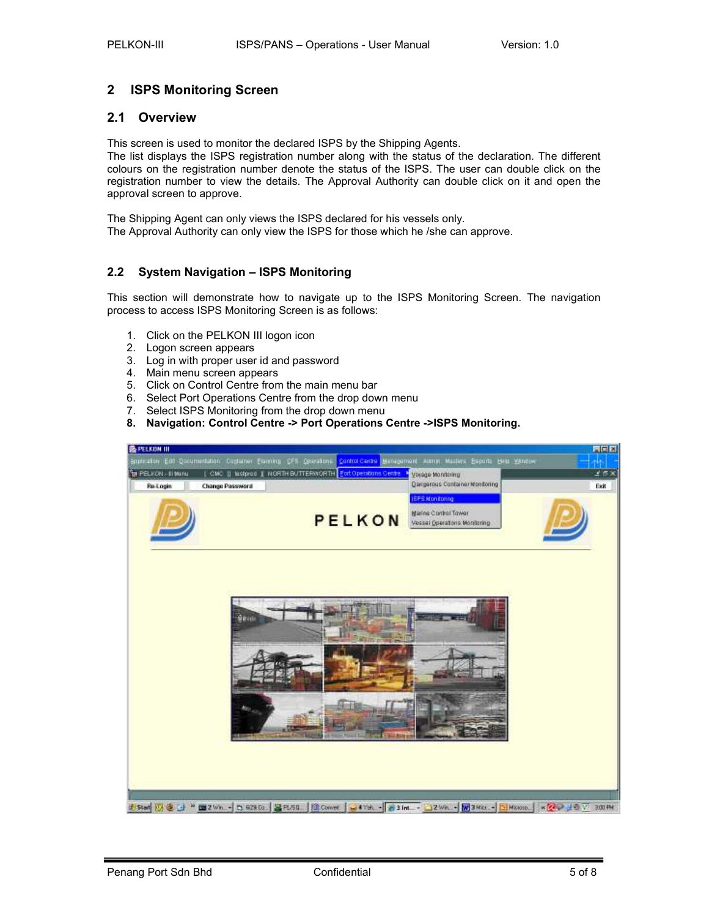## 2 ISPS Monitoring Screen

### 2.1 Overview

This screen is used to monitor the declared ISPS by the Shipping Agents.
The list displays the ISPS registration number along with the status of the declaration. The different colours on the registration number denote the status of the ISPS. The user can double click on the registration number to view the details. The Approval Authority can double click on it and open the approval screen to approve.

The Shipping Agent can only views the ISPS declared for his vessels only.
The Approval Authority can only view the ISPS for those which he /she can approve.

### 2.2 System Navigation – ISPS Monitoring

This section will demonstrate how to navigate up to the ISPS Monitoring Screen. The navigation process to access ISPS Monitoring Screen is as follows:

1. Click on the PELKON III logon icon
2. Logon screen appears
3. Log in with proper user id and password
4. Main menu screen appears
5. Click on Control Centre from the main menu bar
6. Select Port Operations Centre from the drop down menu
7. Select ISPS Monitoring from the drop down menu
8. **Navigation: Control Centre -> Port Operations Centre ->ISPS Monitoring.**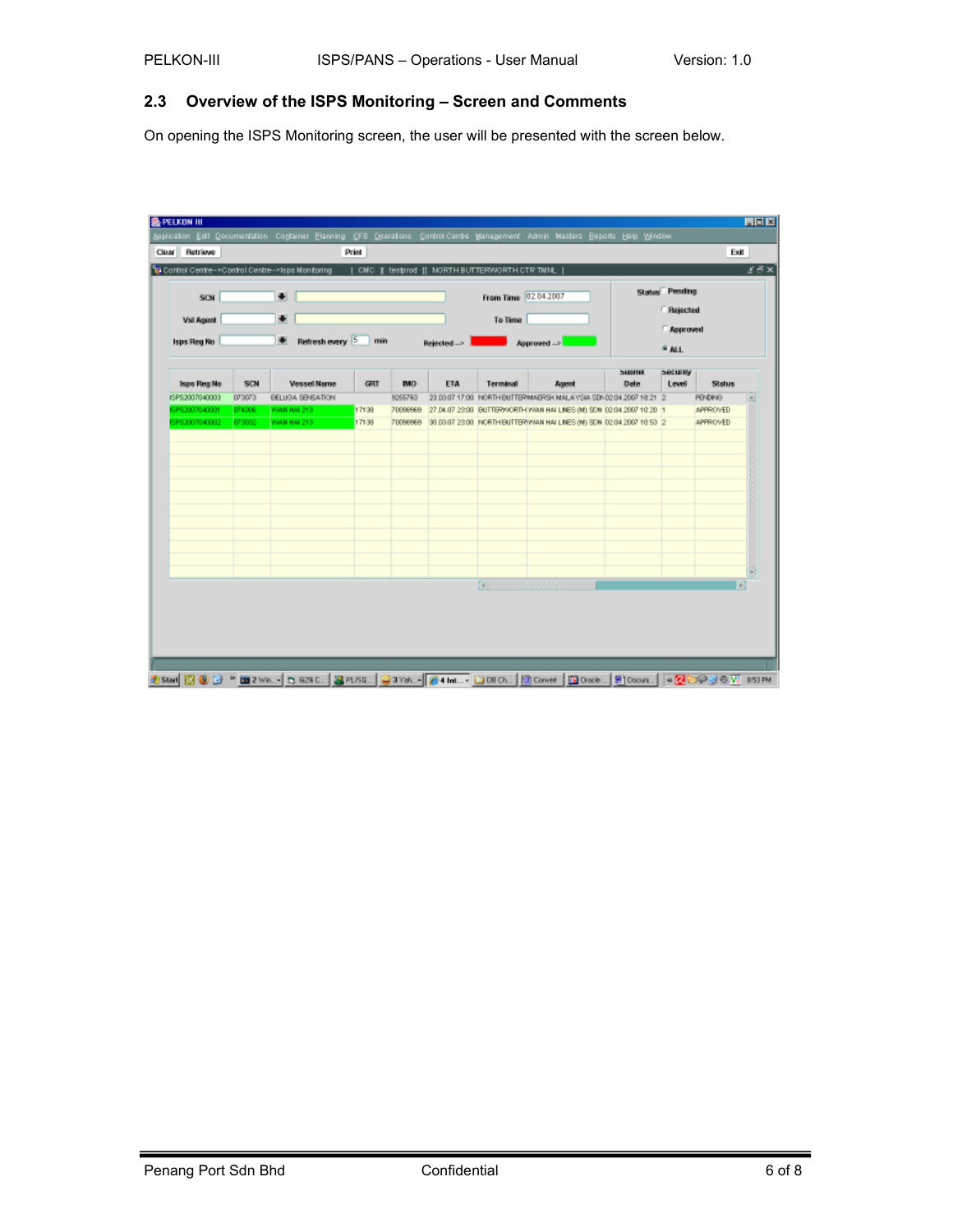## 2.3 Overview of the ISPS Monitoring – Screen and Comments

On opening the ISPS Monitoring screen, the user will be presented with the screen below.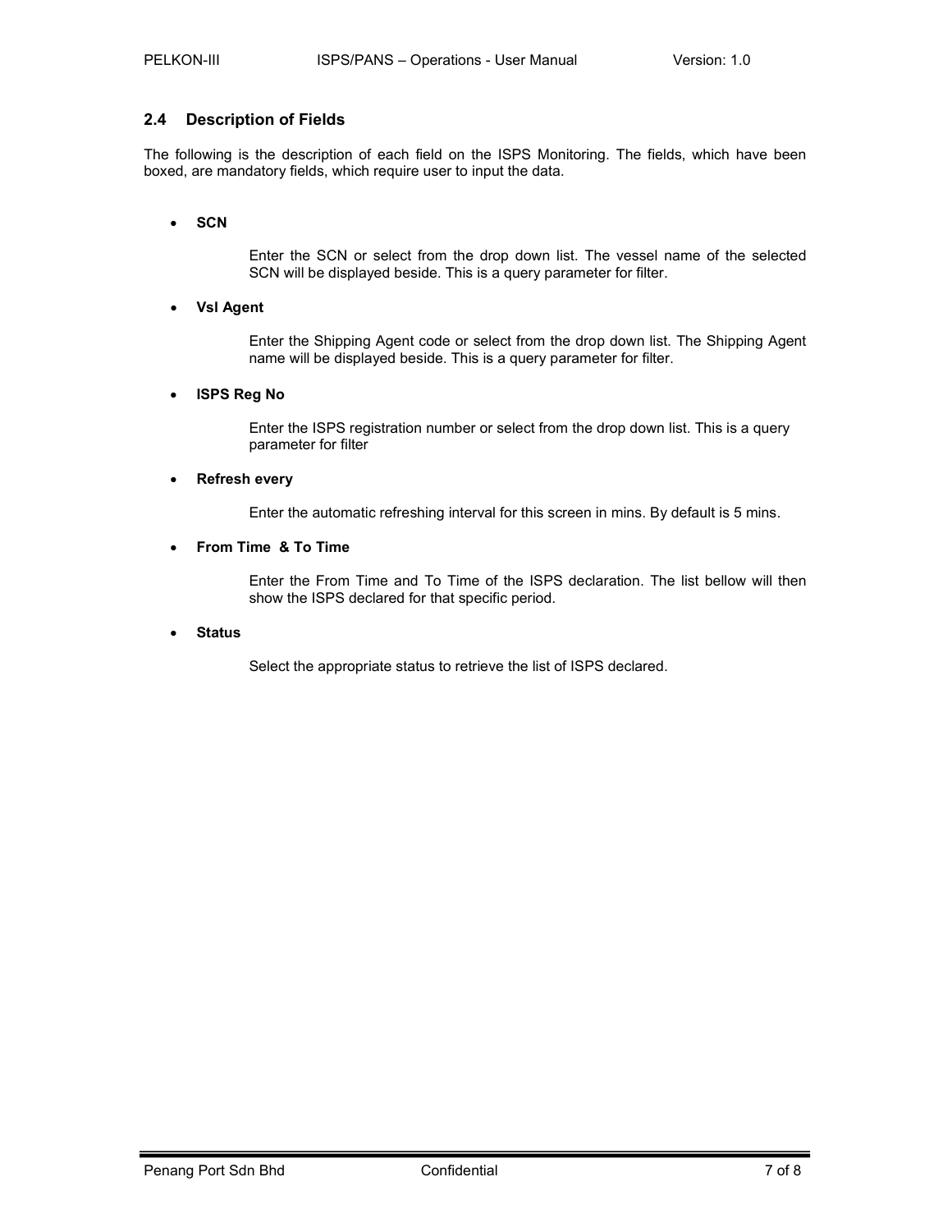## 2.4 Description of Fields

The following is the description of each field on the ISPS Monitoring. The fields, which have been boxed, are mandatory fields, which require user to input the data.

- **SCN**

  Enter the SCN or select from the drop down list. The vessel name of the selected SCN will be displayed beside. This is a query parameter for filter.

- **Vsl Agent**

  Enter the Shipping Agent code or select from the drop down list. The Shipping Agent name will be displayed beside. This is a query parameter for filter.

- **ISPS Reg No**

  Enter the ISPS registration number or select from the drop down list. This is a query parameter for filter

- **Refresh every**

  Enter the automatic refreshing interval for this screen in mins. By default is 5 mins.

- **From Time & To Time**

  Enter the From Time and To Time of the ISPS declaration. The list bellow will then show the ISPS declared for that specific period.

- **Status**

  Select the appropriate status to retrieve the list of ISPS declared.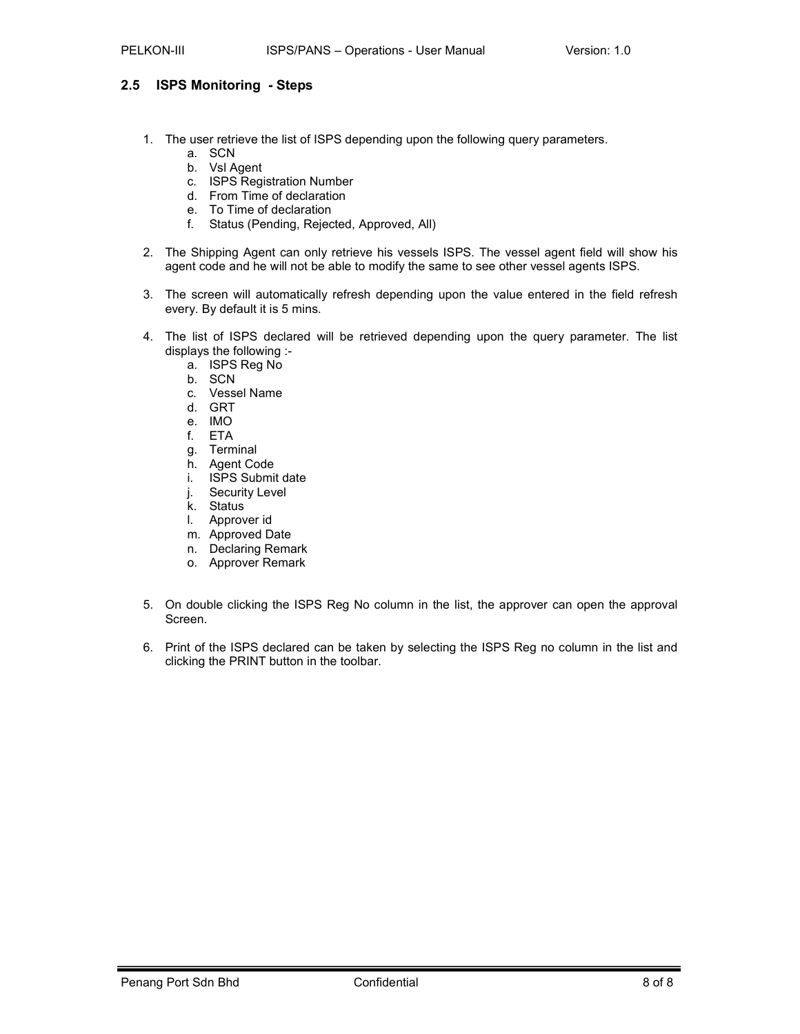## 2.5 ISPS Monitoring - Steps

1. The user retrieve the list of ISPS depending upon the following query parameters.
   a. SCN
   b. Vsl Agent
   c. ISPS Registration Number
   d. From Time of declaration
   e. To Time of declaration
   f. Status (Pending, Rejected, Approved, All)

2. The Shipping Agent can only retrieve his vessels ISPS. The vessel agent field will show his agent code and he will not be able to modify the same to see other vessel agents ISPS.

3. The screen will automatically refresh depending upon the value entered in the field refresh every. By default it is 5 mins.

4. The list of ISPS declared will be retrieved depending upon the query parameter. The list displays the following :-
   a. ISPS Reg No
   b. SCN
   c. Vessel Name
   d. GRT
   e. IMO
   f. ETA
   g. Terminal
   h. Agent Code
   i. ISPS Submit date
   j. Security Level
   k. Status
   l. Approver id
   m. Approved Date
   n. Declaring Remark
   o. Approver Remark

5. On double clicking the ISPS Reg No column in the list, the approver can open the approval Screen.

6. Print of the ISPS declared can be taken by selecting the ISPS Reg no column in the list and clicking the PRINT button in the toolbar.